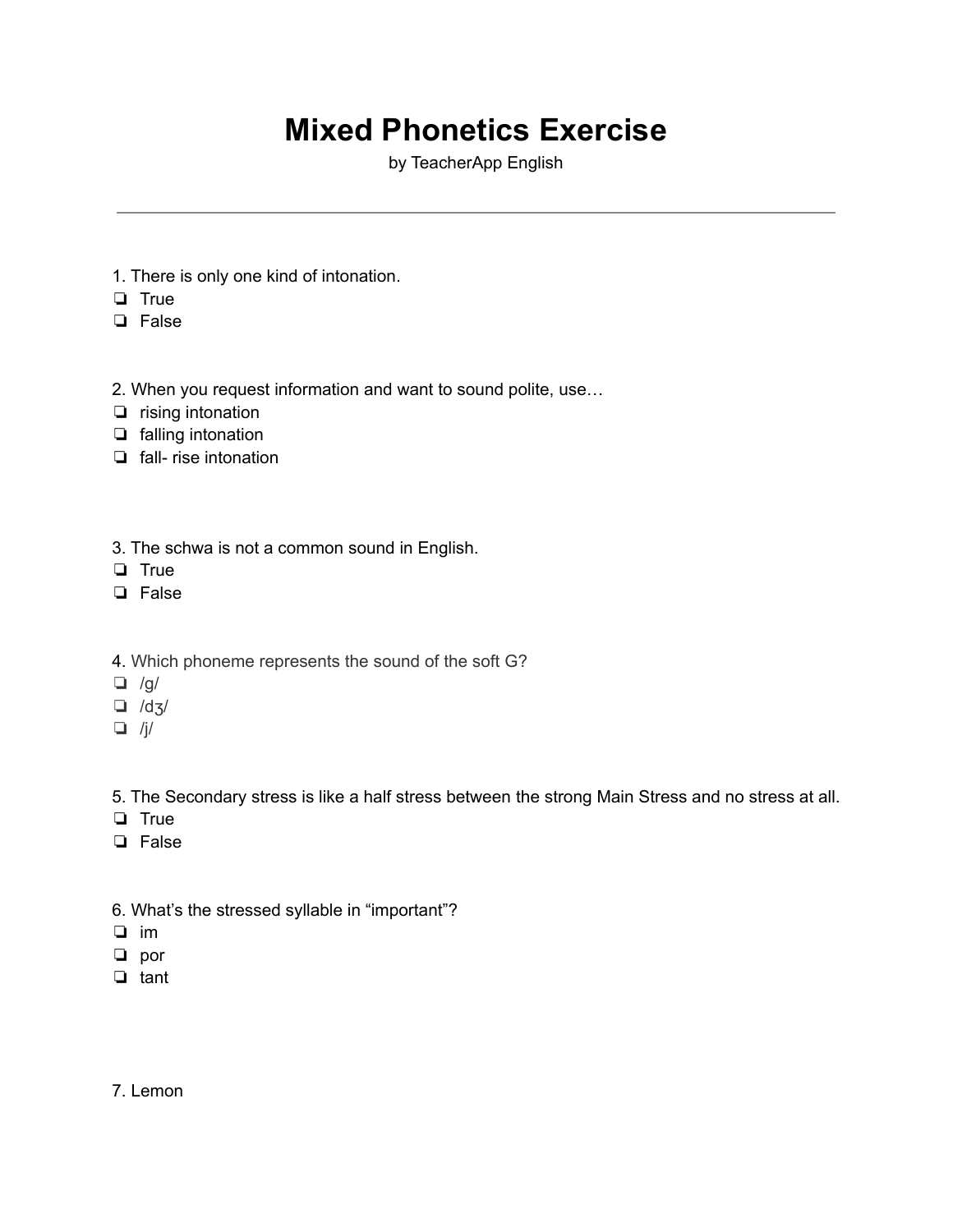# Mixed Phonetics Exercise

by TeacherApp English

---

1. There is only one kind of intonation.
- ❏ True
- ❏ False

2. When you request information and want to sound polite, use…
- ❏ rising intonation
- ❏ falling intonation
- ❏ fall- rise intonation

3. The schwa is not a common sound in English.
- ❏ True
- ❏ False

4. Which phoneme represents the sound of the soft G?
- ❏ /g/
- ❏ /dʒ/
- ❏ /j/

5. The Secondary stress is like a half stress between the strong Main Stress and no stress at all.
- ❏ True
- ❏ False

6. What's the stressed syllable in "important"?
- ❏ im
- ❏ por
- ❏ tant

7. Lemon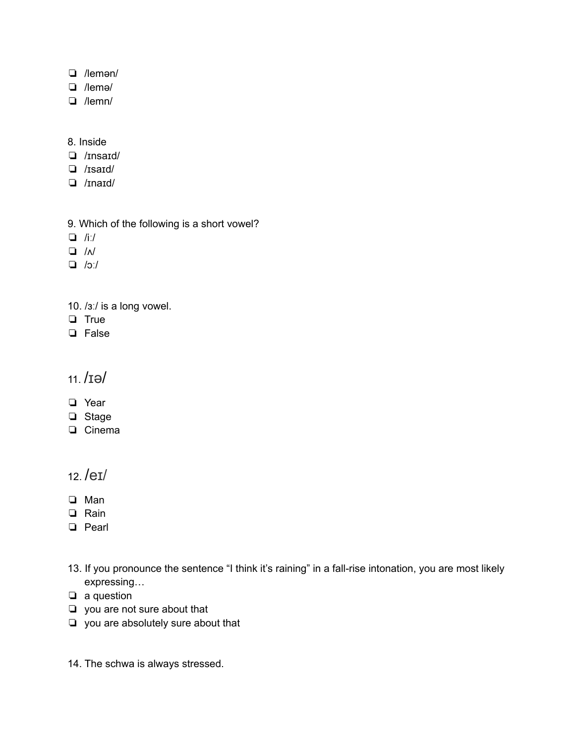- ❏ /lemən/
- ❏ /lemə/
- ❏ /lemn/

8. Inside

- ❏ /ɪnsaɪd/
- ❏ /ɪsaɪd/
- ❏ /ɪnaɪd/

9. Which of the following is a short vowel?

- ❏ /iː/
- ❏ /ʌ/
- ❏ /ɔː/

10. /ɜː/ is a long vowel.

- ❏ True
- ❏ False

11. /ɪə/

- ❏ Year
- ❏ Stage
- ❏ Cinema

12. /eɪ/

- ❏ Man
- ❏ Rain
- ❏ Pearl

13. If you pronounce the sentence "I think it's raining" in a fall-rise intonation, you are most likely expressing…

- ❏ a question
- ❏ you are not sure about that
- ❏ you are absolutely sure about that

14. The schwa is always stressed.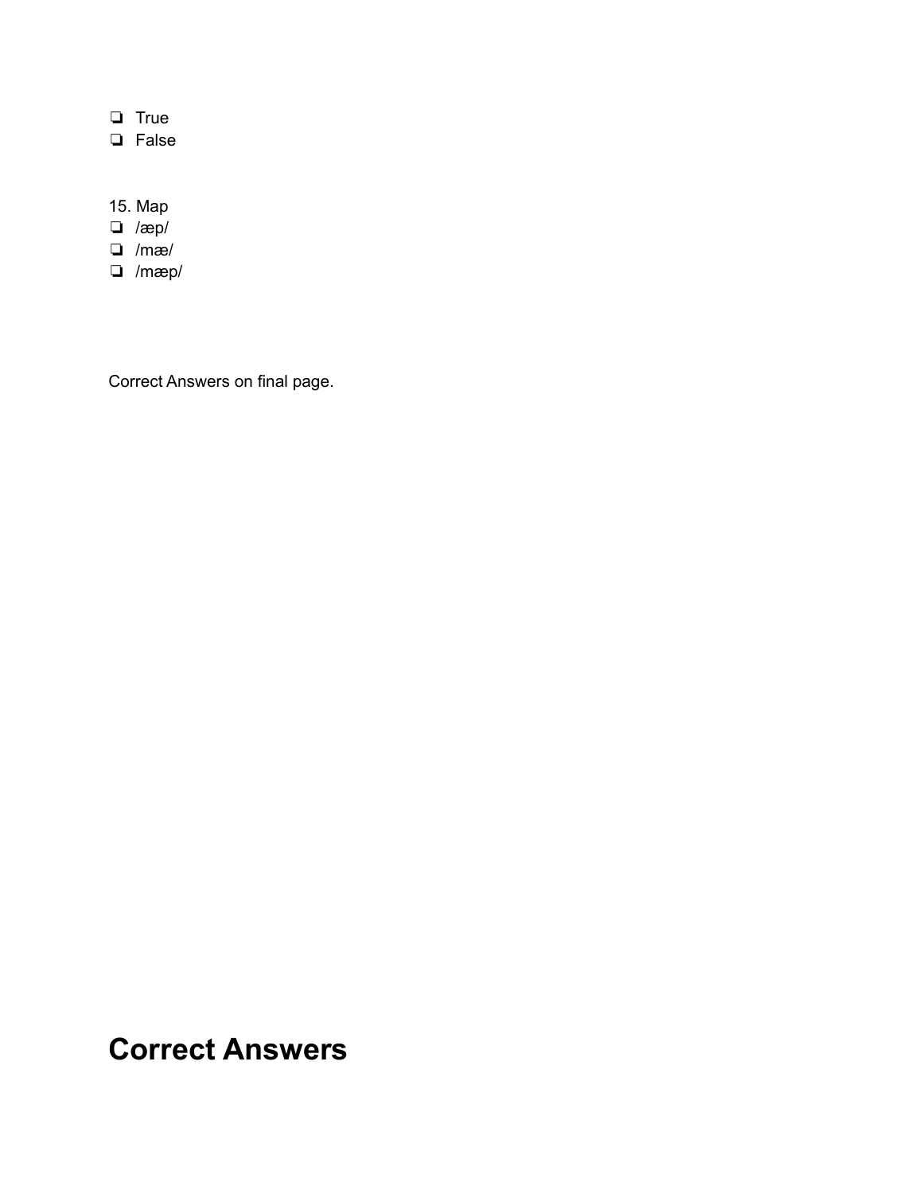- [ ] True
- [ ] False

15. Map
- [ ] /æp/
- [ ] /mæ/
- [ ] /mæp/

Correct Answers on final page.

# Correct Answers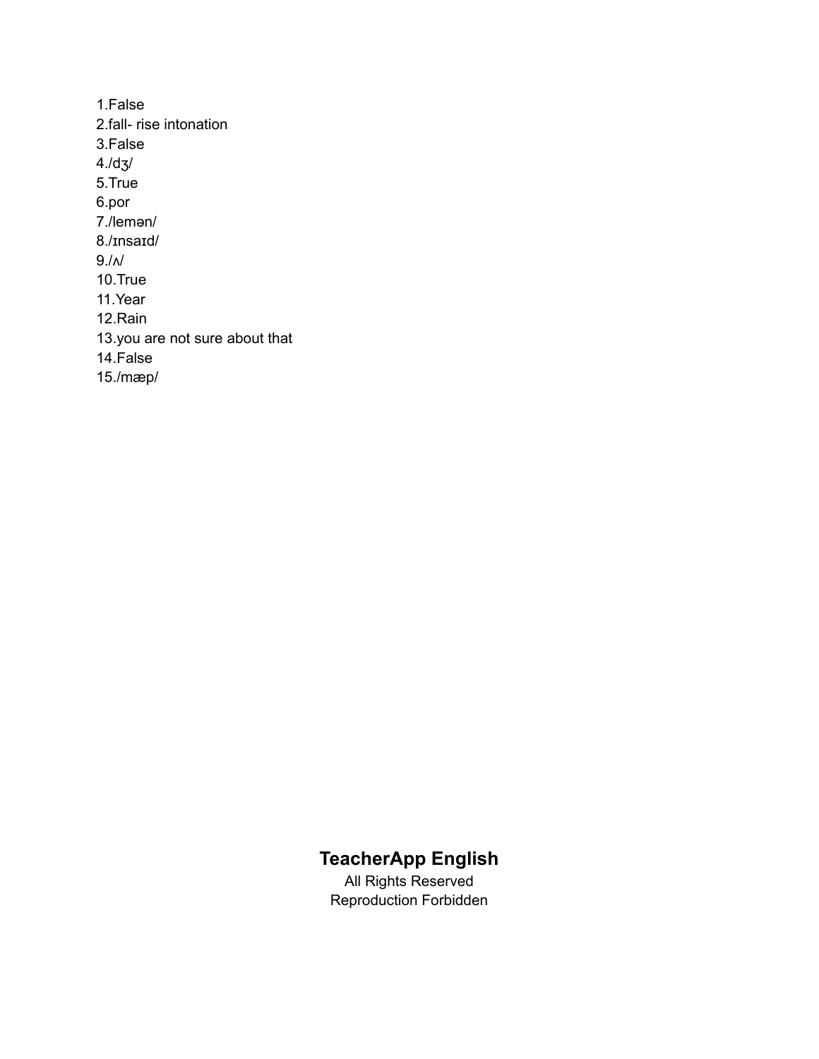1.False
2.fall- rise intonation
3.False
4./dʒ/
5.True
6.por
7./lemən/
8./ɪnsaɪd/
9./ʌ/
10.True
11.Year
12.Rain
13.you are not sure about that
14.False
15./mæp/

**TeacherApp English**

All Rights Reserved
Reproduction Forbidden